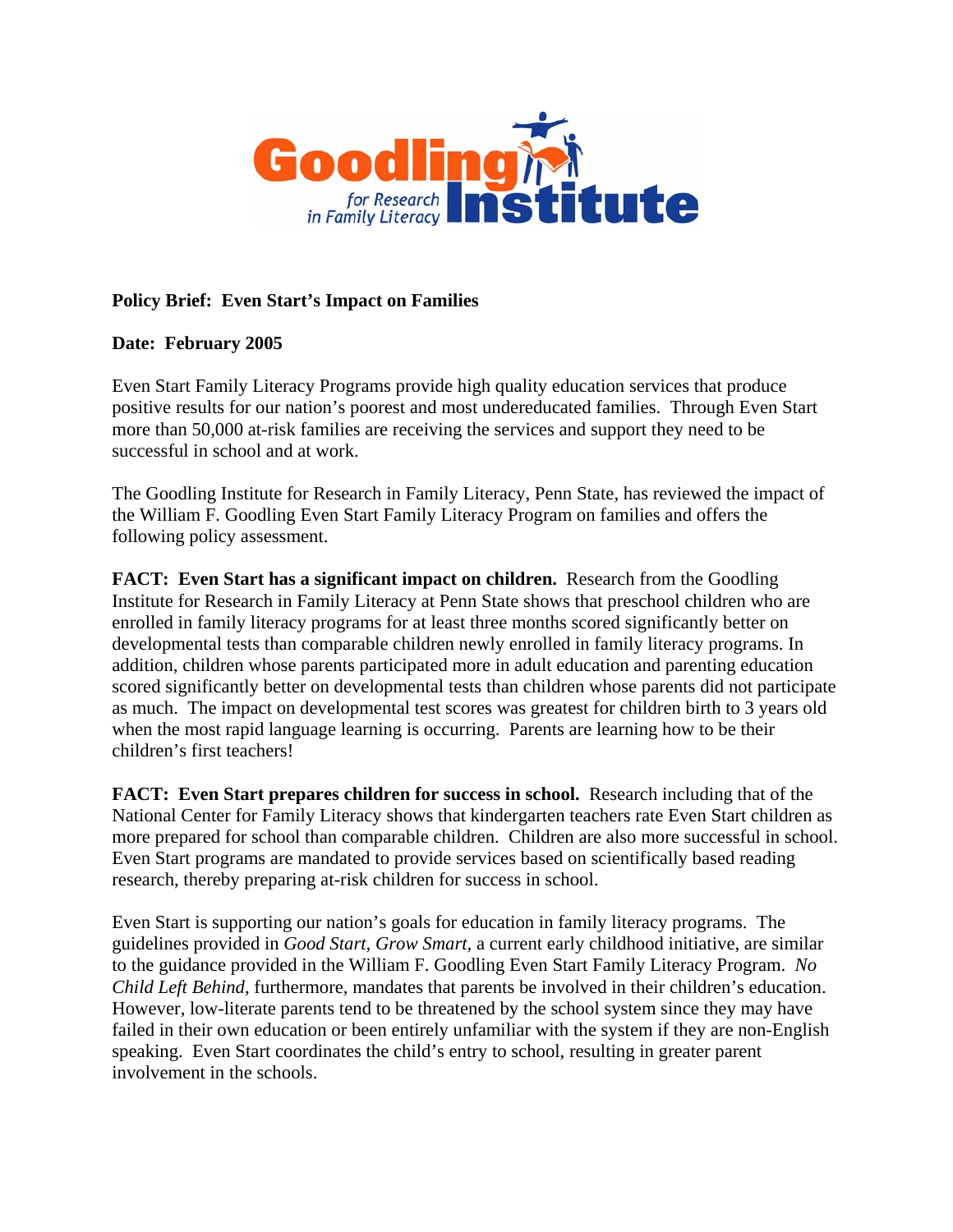Goodling Institute for Research in Family Literacy

**Policy Brief: Even Start's Impact on Families**

**Date: February 2005**

Even Start Family Literacy Programs provide high quality education services that produce positive results for our nation's poorest and most undereducated families. Through Even Start more than 50,000 at-risk families are receiving the services and support they need to be successful in school and at work.

The Goodling Institute for Research in Family Literacy, Penn State, has reviewed the impact of the William F. Goodling Even Start Family Literacy Program on families and offers the following policy assessment.

**FACT: Even Start has a significant impact on children.** Research from the Goodling Institute for Research in Family Literacy at Penn State shows that preschool children who are enrolled in family literacy programs for at least three months scored significantly better on developmental tests than comparable children newly enrolled in family literacy programs. In addition, children whose parents participated more in adult education and parenting education scored significantly better on developmental tests than children whose parents did not participate as much. The impact on developmental test scores was greatest for children birth to 3 years old when the most rapid language learning is occurring. Parents are learning how to be their children's first teachers!

**FACT: Even Start prepares children for success in school.** Research including that of the National Center for Family Literacy shows that kindergarten teachers rate Even Start children as more prepared for school than comparable children. Children are also more successful in school. Even Start programs are mandated to provide services based on scientifically based reading research, thereby preparing at-risk children for success in school.

Even Start is supporting our nation's goals for education in family literacy programs. The guidelines provided in *Good Start, Grow Smart*, a current early childhood initiative, are similar to the guidance provided in the William F. Goodling Even Start Family Literacy Program. *No Child Left Behind*, furthermore, mandates that parents be involved in their children's education. However, low-literate parents tend to be threatened by the school system since they may have failed in their own education or been entirely unfamiliar with the system if they are non-English speaking. Even Start coordinates the child's entry to school, resulting in greater parent involvement in the schools.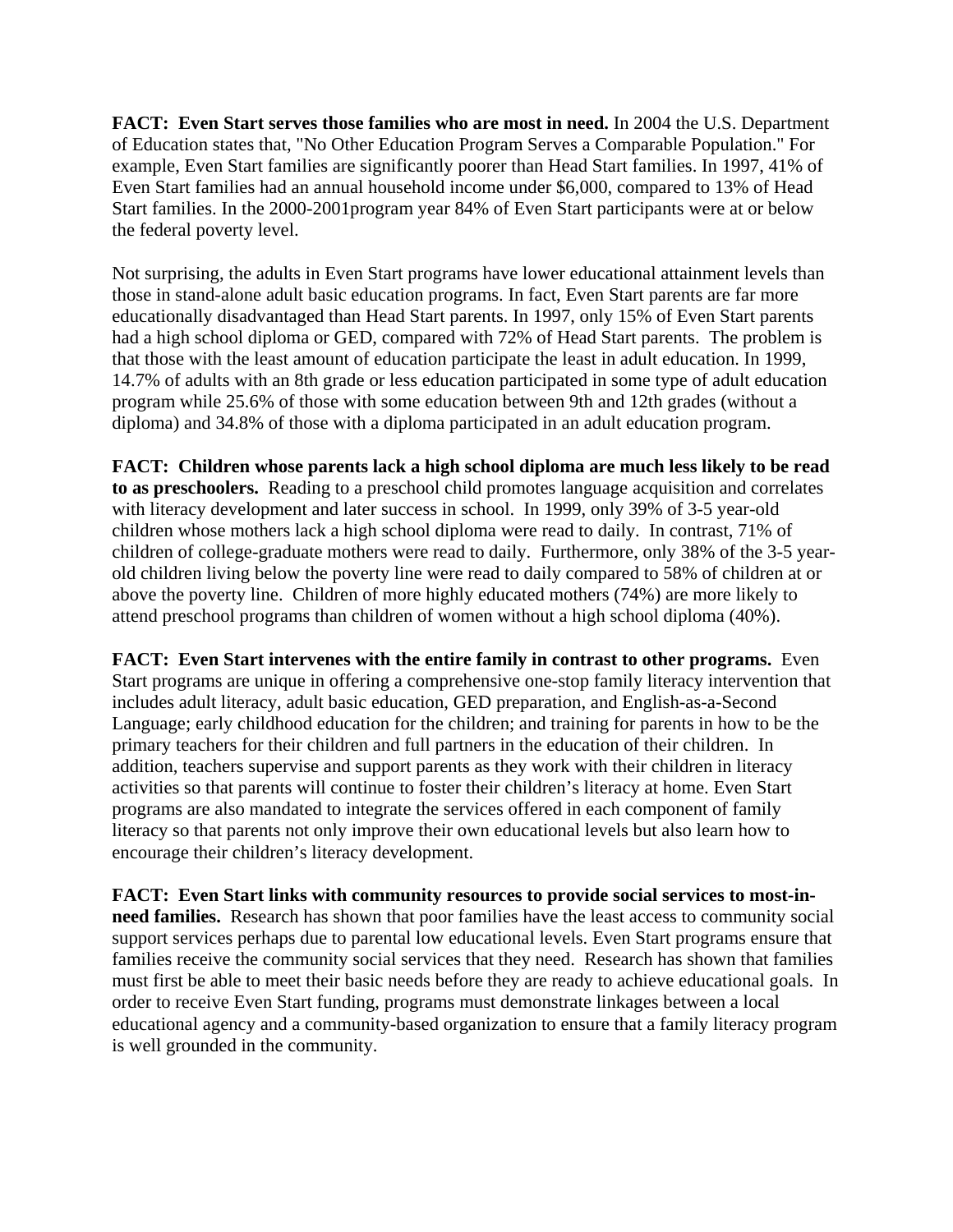**FACT: Even Start serves those families who are most in need.** In 2004 the U.S. Department of Education states that, "No Other Education Program Serves a Comparable Population." For example, Even Start families are significantly poorer than Head Start families. In 1997, 41% of Even Start families had an annual household income under $6,000, compared to 13% of Head Start families. In the 2000-2001program year 84% of Even Start participants were at or below the federal poverty level.

Not surprising, the adults in Even Start programs have lower educational attainment levels than those in stand-alone adult basic education programs. In fact, Even Start parents are far more educationally disadvantaged than Head Start parents. In 1997, only 15% of Even Start parents had a high school diploma or GED, compared with 72% of Head Start parents. The problem is that those with the least amount of education participate the least in adult education. In 1999, 14.7% of adults with an 8th grade or less education participated in some type of adult education program while 25.6% of those with some education between 9th and 12th grades (without a diploma) and 34.8% of those with a diploma participated in an adult education program.

**FACT: Children whose parents lack a high school diploma are much less likely to be read to as preschoolers.** Reading to a preschool child promotes language acquisition and correlates with literacy development and later success in school. In 1999, only 39% of 3-5 year-old children whose mothers lack a high school diploma were read to daily. In contrast, 71% of children of college-graduate mothers were read to daily. Furthermore, only 38% of the 3-5 year-old children living below the poverty line were read to daily compared to 58% of children at or above the poverty line. Children of more highly educated mothers (74%) are more likely to attend preschool programs than children of women without a high school diploma (40%).

**FACT: Even Start intervenes with the entire family in contrast to other programs.** Even Start programs are unique in offering a comprehensive one-stop family literacy intervention that includes adult literacy, adult basic education, GED preparation, and English-as-a-Second Language; early childhood education for the children; and training for parents in how to be the primary teachers for their children and full partners in the education of their children. In addition, teachers supervise and support parents as they work with their children in literacy activities so that parents will continue to foster their children's literacy at home. Even Start programs are also mandated to integrate the services offered in each component of family literacy so that parents not only improve their own educational levels but also learn how to encourage their children's literacy development.

**FACT: Even Start links with community resources to provide social services to most-in-need families.** Research has shown that poor families have the least access to community social support services perhaps due to parental low educational levels. Even Start programs ensure that families receive the community social services that they need. Research has shown that families must first be able to meet their basic needs before they are ready to achieve educational goals. In order to receive Even Start funding, programs must demonstrate linkages between a local educational agency and a community-based organization to ensure that a family literacy program is well grounded in the community.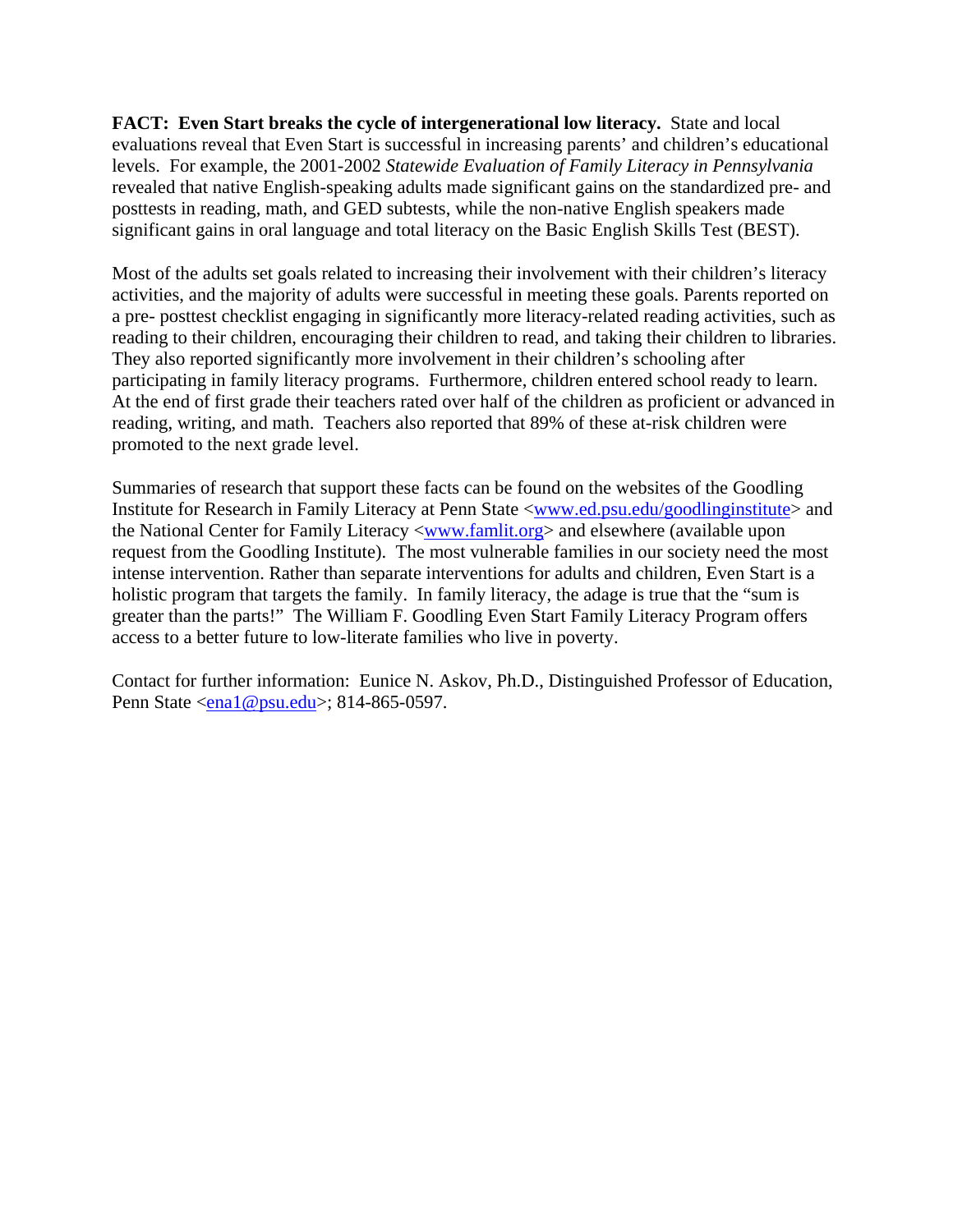**FACT: Even Start breaks the cycle of intergenerational low literacy.** State and local evaluations reveal that Even Start is successful in increasing parents' and children's educational levels. For example, the 2001-2002 *Statewide Evaluation of Family Literacy in Pennsylvania* revealed that native English-speaking adults made significant gains on the standardized pre- and posttests in reading, math, and GED subtests, while the non-native English speakers made significant gains in oral language and total literacy on the Basic English Skills Test (BEST).

Most of the adults set goals related to increasing their involvement with their children's literacy activities, and the majority of adults were successful in meeting these goals. Parents reported on a pre- posttest checklist engaging in significantly more literacy-related reading activities, such as reading to their children, encouraging their children to read, and taking their children to libraries. They also reported significantly more involvement in their children's schooling after participating in family literacy programs. Furthermore, children entered school ready to learn. At the end of first grade their teachers rated over half of the children as proficient or advanced in reading, writing, and math. Teachers also reported that 89% of these at-risk children were promoted to the next grade level.

Summaries of research that support these facts can be found on the websites of the Goodling Institute for Research in Family Literacy at Penn State <www.ed.psu.edu/goodlinginstitute> and the National Center for Family Literacy <www.famlit.org> and elsewhere (available upon request from the Goodling Institute). The most vulnerable families in our society need the most intense intervention. Rather than separate interventions for adults and children, Even Start is a holistic program that targets the family. In family literacy, the adage is true that the "sum is greater than the parts!" The William F. Goodling Even Start Family Literacy Program offers access to a better future to low-literate families who live in poverty.

Contact for further information: Eunice N. Askov, Ph.D., Distinguished Professor of Education, Penn State <ena1@psu.edu>; 814-865-0597.